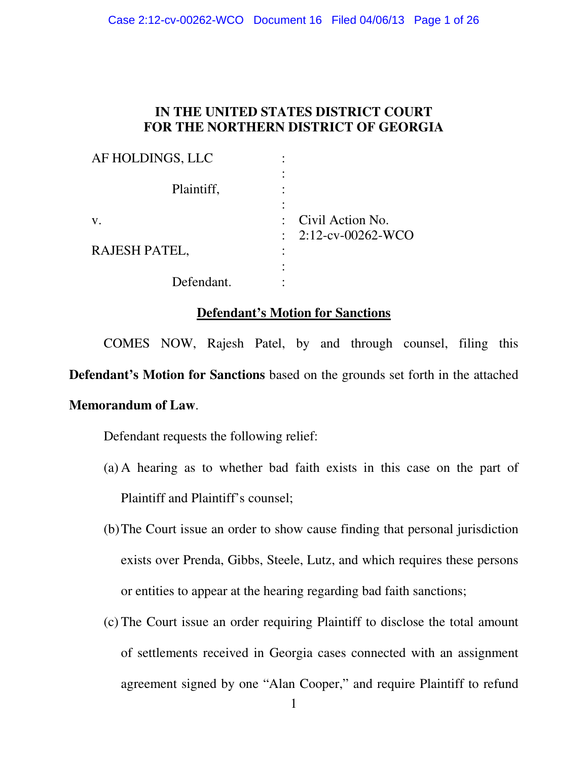**IN THE UNITED STATES DISTRICT COURT**
**FOR THE NORTHERN DISTRICT OF GEORGIA**

| | | |
|---|---|---|
| AF HOLDINGS, LLC | : | |
| | : | |
| Plaintiff, | : | |
| | : | |
| v. | : | Civil Action No. |
| | : | 2:12-cv-00262-WCO |
| RAJESH PATEL, | : | |
| | : | |
| Defendant. | : | |

**Defendant's Motion for Sanctions**

COMES NOW, Rajesh Patel, by and through counsel, filing this **Defendant's Motion for Sanctions** based on the grounds set forth in the attached **Memorandum of Law**.

Defendant requests the following relief:

(a) A hearing as to whether bad faith exists in this case on the part of Plaintiff and Plaintiff's counsel;

(b) The Court issue an order to show cause finding that personal jurisdiction exists over Prenda, Gibbs, Steele, Lutz, and which requires these persons or entities to appear at the hearing regarding bad faith sanctions;

(c) The Court issue an order requiring Plaintiff to disclose the total amount of settlements received in Georgia cases connected with an assignment agreement signed by one "Alan Cooper," and require Plaintiff to refund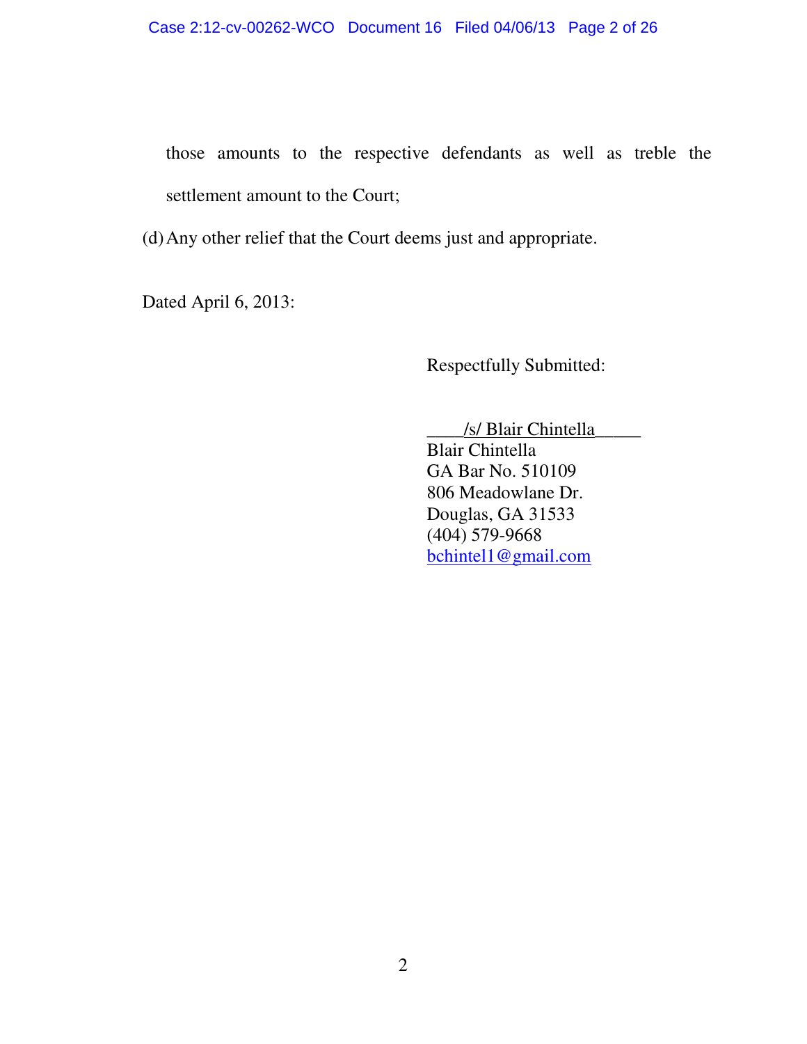those amounts to the respective defendants as well as treble the settlement amount to the Court;

(d) Any other relief that the Court deems just and appropriate.

Dated April 6, 2013:

Respectfully Submitted:

/s/ Blair Chintella

Blair Chintella
GA Bar No. 510109
806 Meadowlane Dr.
Douglas, GA 31533
(404) 579-9668
bchintel1@gmail.com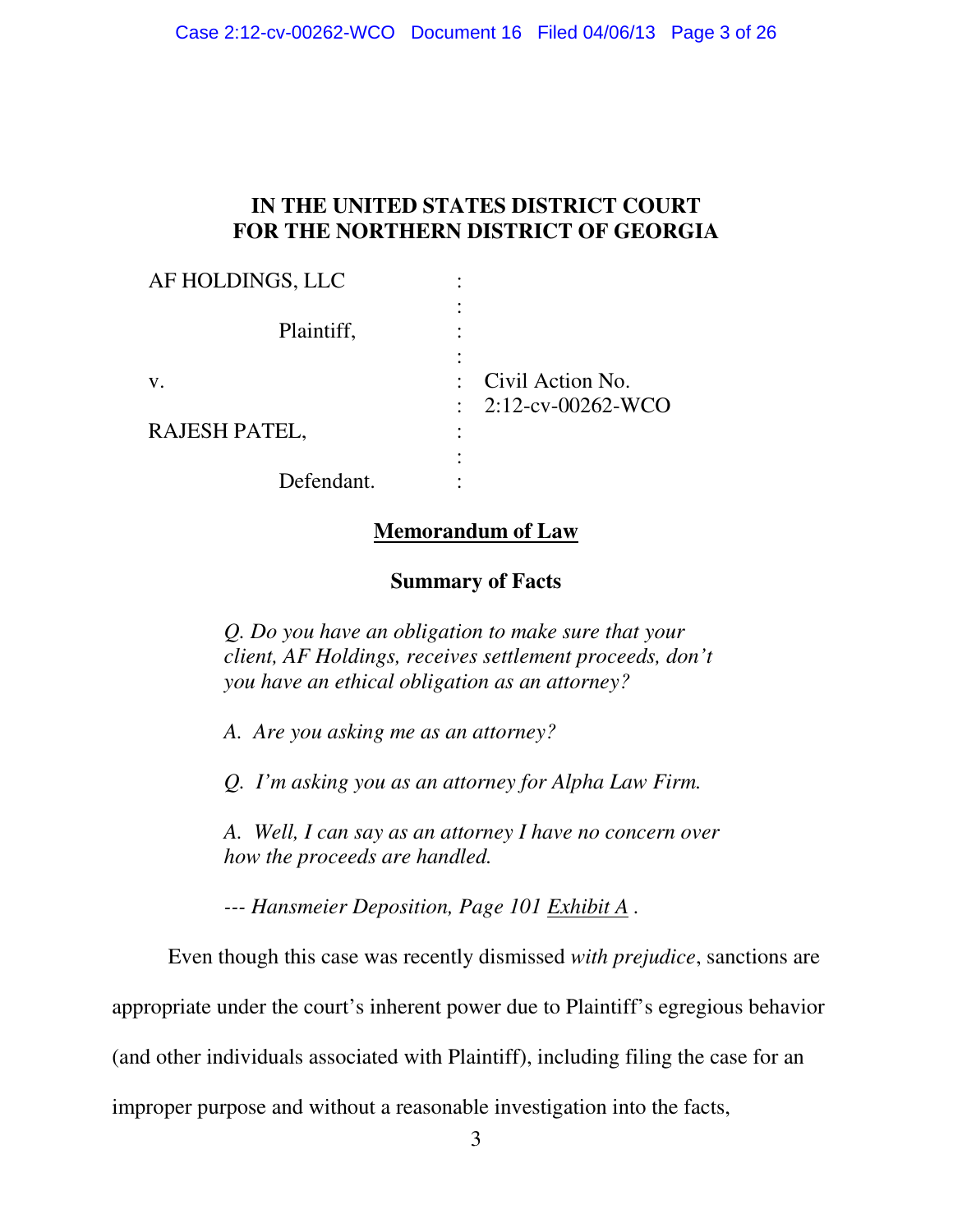**IN THE UNITED STATES DISTRICT COURT**
**FOR THE NORTHERN DISTRICT OF GEORGIA**

| | | |
|---|---|---|
| AF HOLDINGS, LLC | : | |
| | : | |
| Plaintiff, | : | |
| | : | |
| v. | : | Civil Action No. |
| | : | 2:12-cv-00262-WCO |
| RAJESH PATEL, | : | |
| | : | |
| Defendant. | : | |

## Memorandum of Law

### Summary of Facts

> *Q. Do you have an obligation to make sure that your client, AF Holdings, receives settlement proceeds, don't you have an ethical obligation as an attorney?*
>
> *A. Are you asking me as an attorney?*
>
> *Q. I'm asking you as an attorney for Alpha Law Firm.*
>
> *A. Well, I can say as an attorney I have no concern over how the proceeds are handled.*
>
> *--- Hansmeier Deposition, Page 101 Exhibit A .*

Even though this case was recently dismissed *with prejudice*, sanctions are appropriate under the court's inherent power due to Plaintiff's egregious behavior (and other individuals associated with Plaintiff), including filing the case for an improper purpose and without a reasonable investigation into the facts,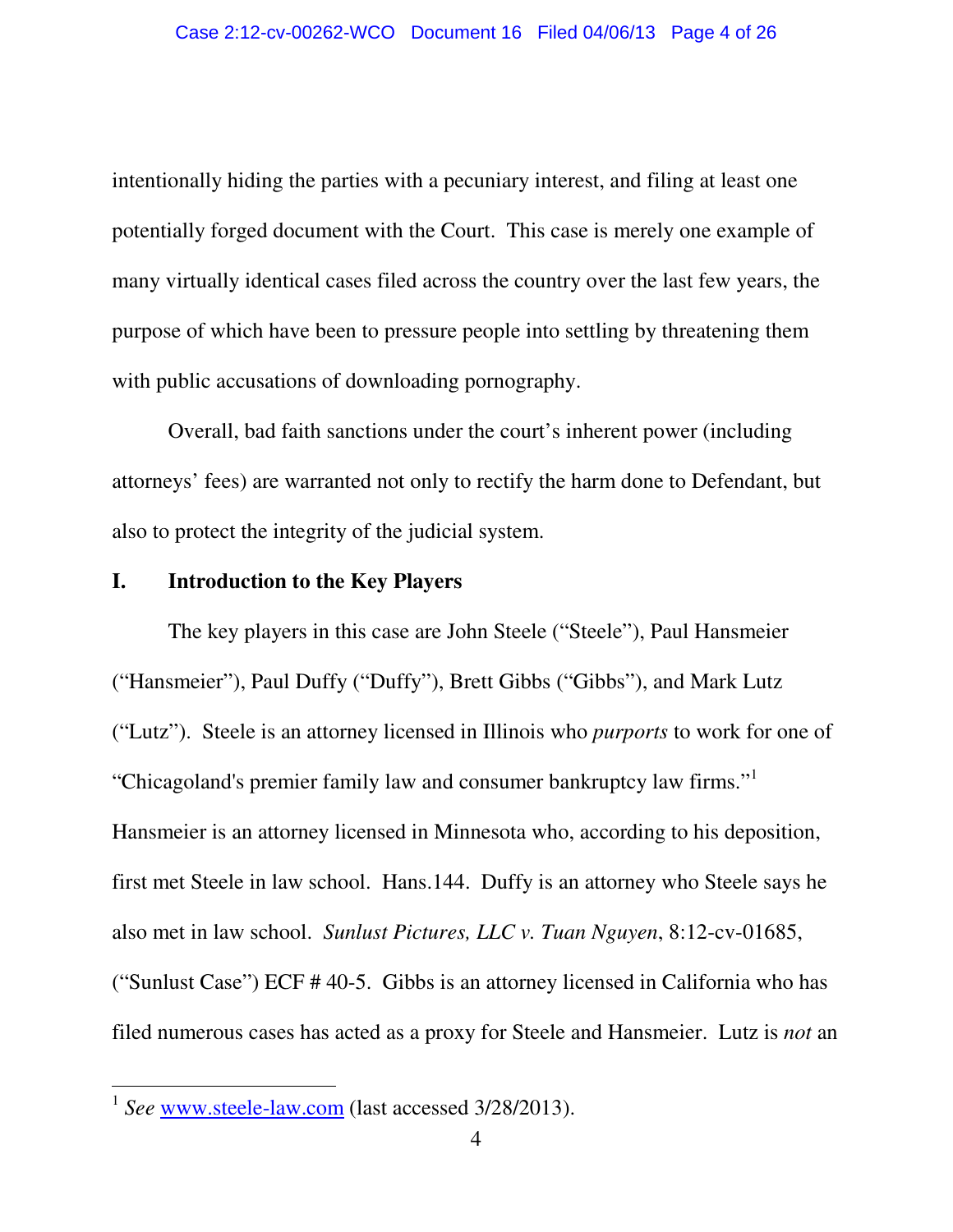intentionally hiding the parties with a pecuniary interest, and filing at least one potentially forged document with the Court. This case is merely one example of many virtually identical cases filed across the country over the last few years, the purpose of which have been to pressure people into settling by threatening them with public accusations of downloading pornography.

Overall, bad faith sanctions under the court's inherent power (including attorneys' fees) are warranted not only to rectify the harm done to Defendant, but also to protect the integrity of the judicial system.

## I. Introduction to the Key Players

The key players in this case are John Steele ("Steele"), Paul Hansmeier ("Hansmeier"), Paul Duffy ("Duffy"), Brett Gibbs ("Gibbs"), and Mark Lutz ("Lutz"). Steele is an attorney licensed in Illinois who *purports* to work for one of "Chicagoland's premier family law and consumer bankruptcy law firms."[1] Hansmeier is an attorney licensed in Minnesota who, according to his deposition, first met Steele in law school. Hans.144. Duffy is an attorney who Steele says he also met in law school. *Sunlust Pictures, LLC v. Tuan Nguyen*, 8:12-cv-01685, ("Sunlust Case") ECF # 40-5. Gibbs is an attorney licensed in California who has filed numerous cases has acted as a proxy for Steele and Hansmeier. Lutz is *not* an

[1] *See* www.steele-law.com (last accessed 3/28/2013).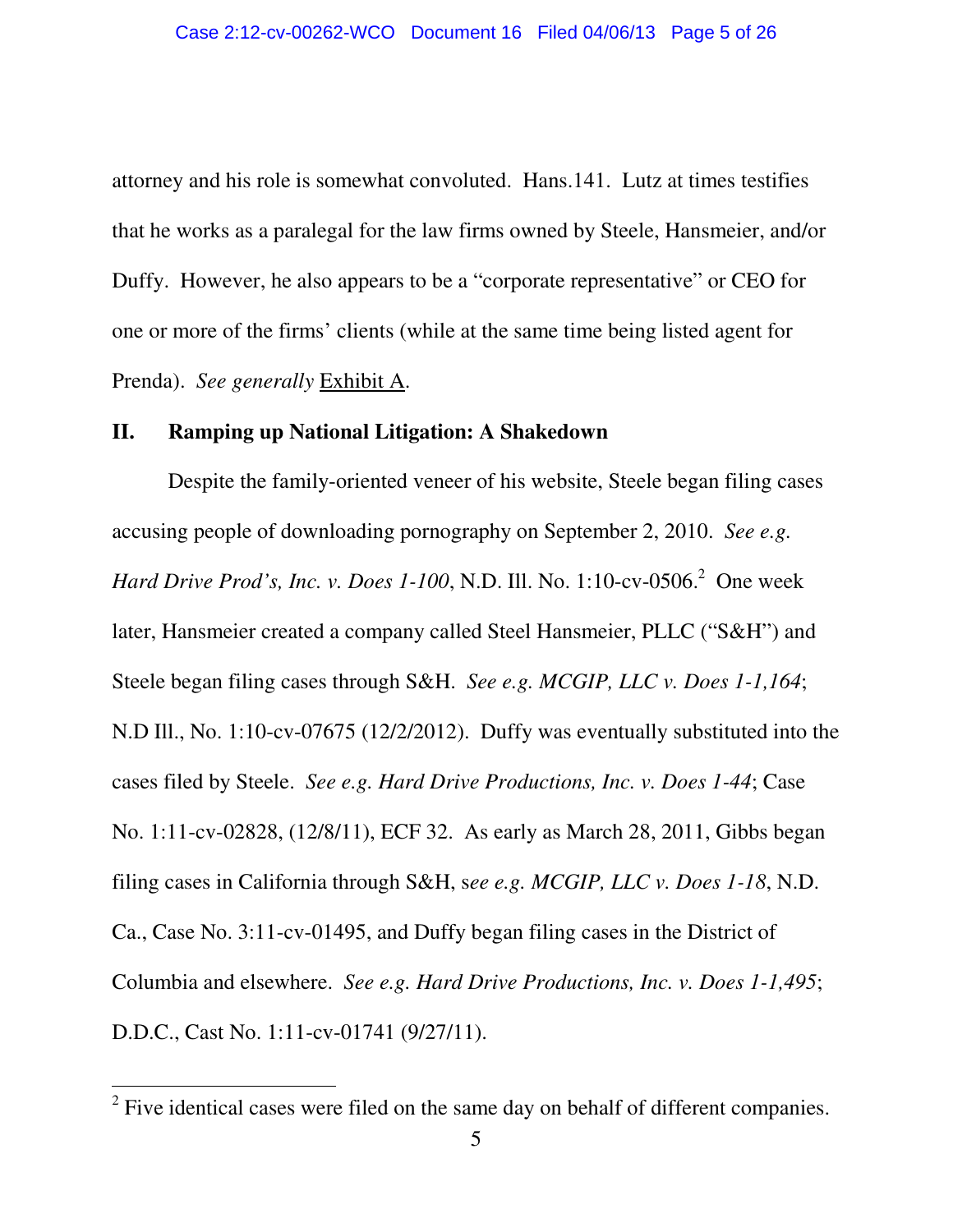attorney and his role is somewhat convoluted. Hans.141. Lutz at times testifies that he works as a paralegal for the law firms owned by Steele, Hansmeier, and/or Duffy. However, he also appears to be a "corporate representative" or CEO for one or more of the firms' clients (while at the same time being listed agent for Prenda). *See generally* Exhibit A.

## II. Ramping up National Litigation: A Shakedown

Despite the family-oriented veneer of his website, Steele began filing cases accusing people of downloading pornography on September 2, 2010. *See e.g. Hard Drive Prod's, Inc. v. Does 1-100*, N.D. Ill. No. 1:10-cv-0506.[2] One week later, Hansmeier created a company called Steel Hansmeier, PLLC ("S&H") and Steele began filing cases through S&H. *See e.g. MCGIP, LLC v. Does 1-1,164*; N.D Ill., No. 1:10-cv-07675 (12/2/2012). Duffy was eventually substituted into the cases filed by Steele. *See e.g. Hard Drive Productions, Inc. v. Does 1-44*; Case No. 1:11-cv-02828, (12/8/11), ECF 32. As early as March 28, 2011, Gibbs began filing cases in California through S&H, s*ee e.g. MCGIP, LLC v. Does 1-18*, N.D. Ca., Case No. 3:11-cv-01495, and Duffy began filing cases in the District of Columbia and elsewhere. *See e.g. Hard Drive Productions, Inc. v. Does 1-1,495*; D.D.C., Cast No. 1:11-cv-01741 (9/27/11).

[2] Five identical cases were filed on the same day on behalf of different companies.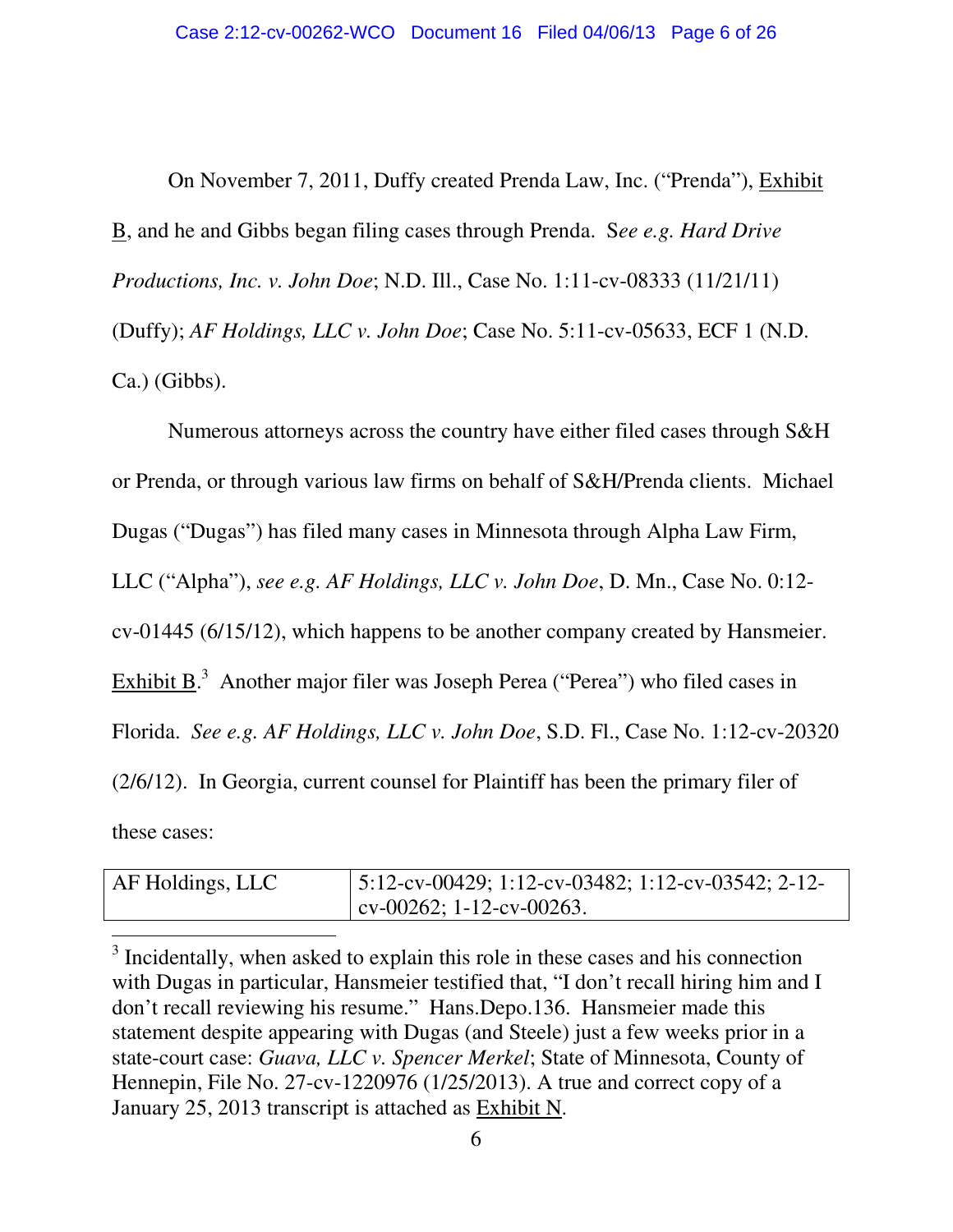On November 7, 2011, Duffy created Prenda Law, Inc. ("Prenda"), Exhibit B, and he and Gibbs began filing cases through Prenda. S*ee e.g. Hard Drive Productions, Inc. v. John Doe*; N.D. Ill., Case No. 1:11-cv-08333 (11/21/11) (Duffy); *AF Holdings, LLC v. John Doe*; Case No. 5:11-cv-05633, ECF 1 (N.D. Ca.) (Gibbs).

Numerous attorneys across the country have either filed cases through S&H or Prenda, or through various law firms on behalf of S&H/Prenda clients. Michael Dugas ("Dugas") has filed many cases in Minnesota through Alpha Law Firm, LLC ("Alpha"), *see e.g. AF Holdings, LLC v. John Doe*, D. Mn., Case No. 0:12-cv-01445 (6/15/12), which happens to be another company created by Hansmeier. Exhibit B.[3] Another major filer was Joseph Perea ("Perea") who filed cases in Florida. *See e.g. AF Holdings, LLC v. John Doe*, S.D. Fl., Case No. 1:12-cv-20320 (2/6/12). In Georgia, current counsel for Plaintiff has been the primary filer of these cases:

| AF Holdings, LLC | 5:12-cv-00429; 1:12-cv-03482; 1:12-cv-03542; 2-12-cv-00262; 1-12-cv-00263. |
|---|---|

[3] Incidentally, when asked to explain this role in these cases and his connection with Dugas in particular, Hansmeier testified that, "I don't recall hiring him and I don't recall reviewing his resume." Hans.Depo.136. Hansmeier made this statement despite appearing with Dugas (and Steele) just a few weeks prior in a state-court case: *Guava, LLC v. Spencer Merkel*; State of Minnesota, County of Hennepin, File No. 27-cv-1220976 (1/25/2013). A true and correct copy of a January 25, 2013 transcript is attached as Exhibit N.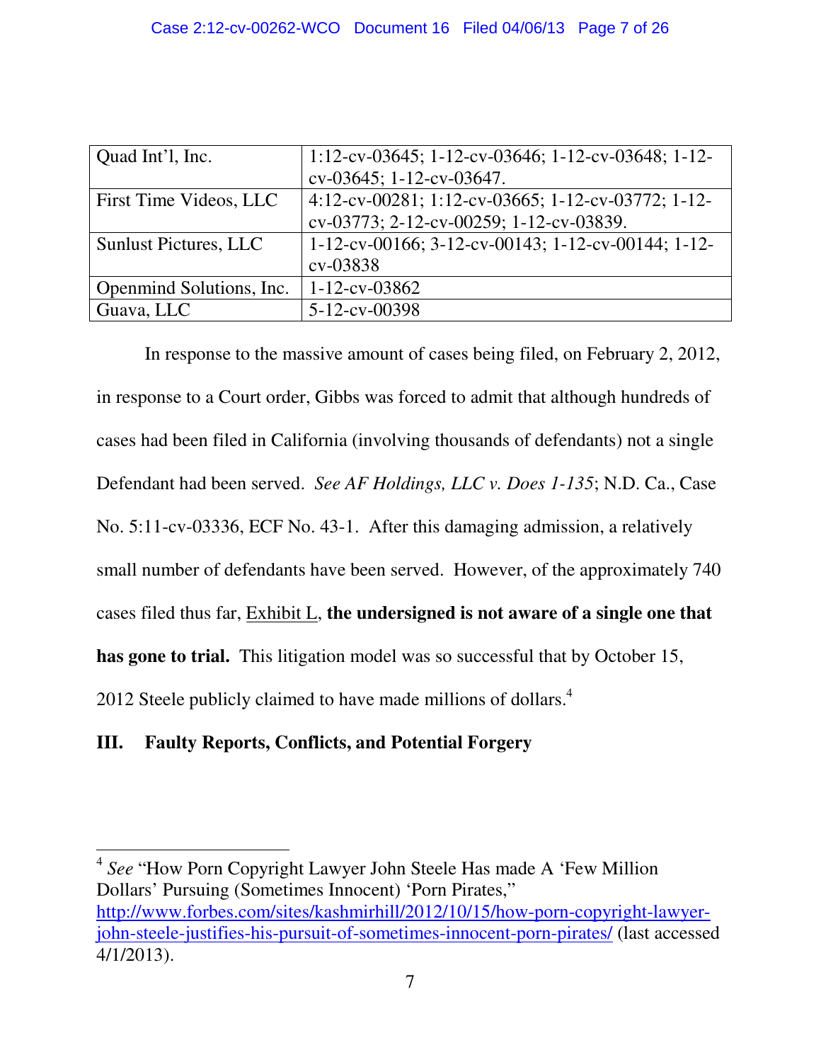| Quad Int'l, Inc. | 1:12-cv-03645; 1-12-cv-03646; 1-12-cv-03648; 1-12-cv-03645; 1-12-cv-03647. |
|---|---|
| First Time Videos, LLC | 4:12-cv-00281; 1:12-cv-03665; 1-12-cv-03772; 1-12-cv-03773; 2-12-cv-00259; 1-12-cv-03839. |
| Sunlust Pictures, LLC | 1-12-cv-00166; 3-12-cv-00143; 1-12-cv-00144; 1-12-cv-03838 |
| Openmind Solutions, Inc. | 1-12-cv-03862 |
| Guava, LLC | 5-12-cv-00398 |

In response to the massive amount of cases being filed, on February 2, 2012, in response to a Court order, Gibbs was forced to admit that although hundreds of cases had been filed in California (involving thousands of defendants) not a single Defendant had been served. *See AF Holdings, LLC v. Does 1-135*; N.D. Ca., Case No. 5:11-cv-03336, ECF No. 43-1. After this damaging admission, a relatively small number of defendants have been served. However, of the approximately 740 cases filed thus far, Exhibit L, **the undersigned is not aware of a single one that has gone to trial.** This litigation model was so successful that by October 15, 2012 Steele publicly claimed to have made millions of dollars.[4]

## III. Faulty Reports, Conflicts, and Potential Forgery

[4] *See* "How Porn Copyright Lawyer John Steele Has made A 'Few Million Dollars' Pursuing (Sometimes Innocent) 'Porn Pirates,'" http://www.forbes.com/sites/kashmirhill/2012/10/15/how-porn-copyright-lawyer-john-steele-justifies-his-pursuit-of-sometimes-innocent-porn-pirates/ (last accessed 4/1/2013).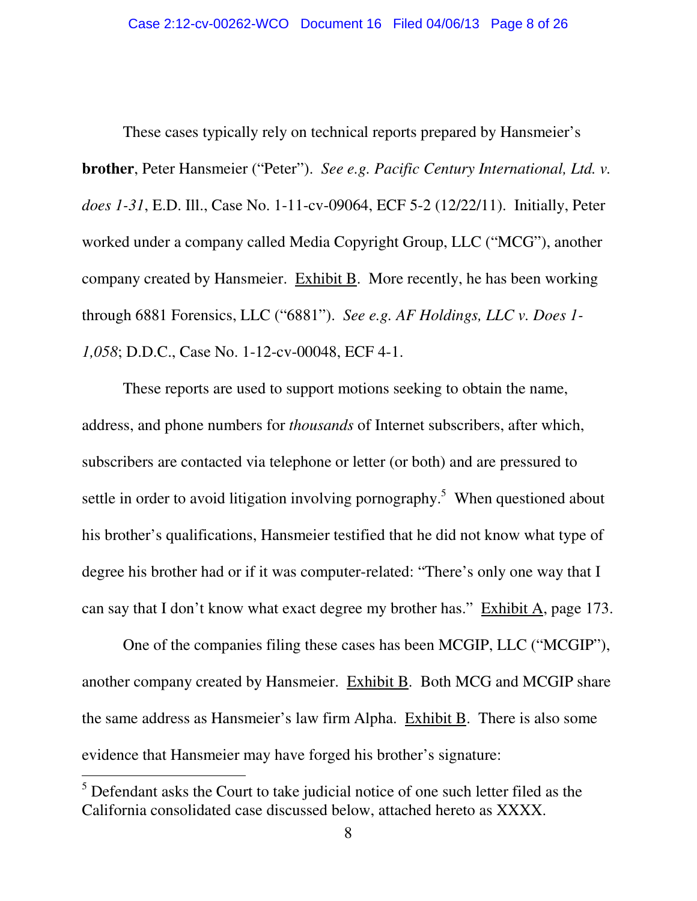These cases typically rely on technical reports prepared by Hansmeier's **brother**, Peter Hansmeier ("Peter"). *See e.g. Pacific Century International, Ltd. v. does 1-31*, E.D. Ill., Case No. 1-11-cv-09064, ECF 5-2 (12/22/11). Initially, Peter worked under a company called Media Copyright Group, LLC ("MCG"), another company created by Hansmeier. Exhibit B. More recently, he has been working through 6881 Forensics, LLC ("6881"). *See e.g. AF Holdings, LLC v. Does 1-1,058*; D.D.C., Case No. 1-12-cv-00048, ECF 4-1.

These reports are used to support motions seeking to obtain the name, address, and phone numbers for *thousands* of Internet subscribers, after which, subscribers are contacted via telephone or letter (or both) and are pressured to settle in order to avoid litigation involving pornography.[5] When questioned about his brother's qualifications, Hansmeier testified that he did not know what type of degree his brother had or if it was computer-related: "There's only one way that I can say that I don't know what exact degree my brother has." Exhibit A, page 173.

One of the companies filing these cases has been MCGIP, LLC ("MCGIP"), another company created by Hansmeier. Exhibit B. Both MCG and MCGIP share the same address as Hansmeier's law firm Alpha. Exhibit B. There is also some evidence that Hansmeier may have forged his brother's signature:

---

[5] Defendant asks the Court to take judicial notice of one such letter filed as the California consolidated case discussed below, attached hereto as XXXX.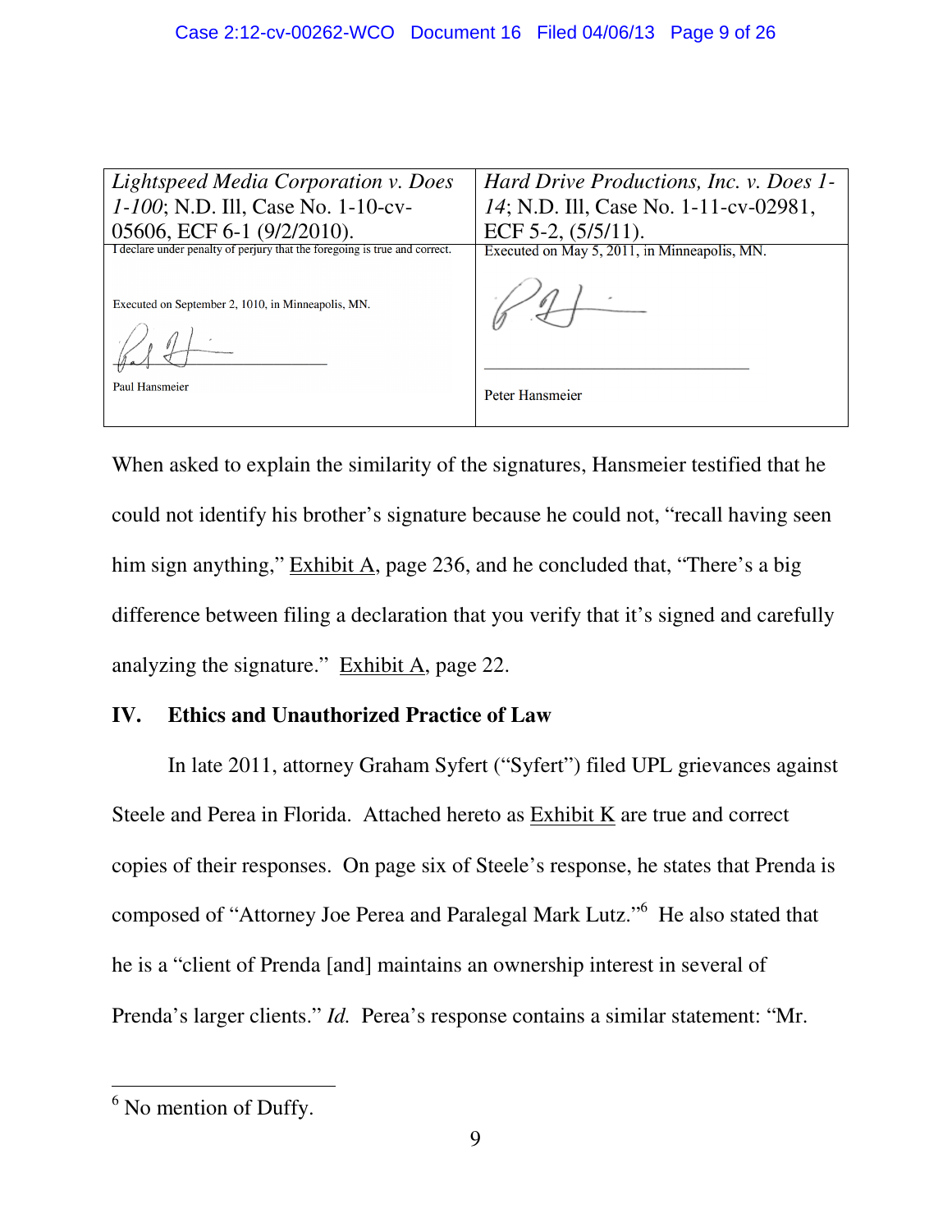| *Lightspeed Media Corporation v. Does 1-100*; N.D. Ill, Case No. 1-10-cv-05606, ECF 6-1 (9/2/2010). | *Hard Drive Productions, Inc. v. Does 1-14*; N.D. Ill, Case No. 1-11-cv-02981, ECF 5-2, (5/5/11). |
|---|---|
| I declare under penalty of perjury that the foregoing is true and correct. Executed on September 2, 1010, in Minneapolis, MN. Paul Hansmeier | Executed on May 5, 2011, in Minneapolis, MN. Peter Hansmeier |

When asked to explain the similarity of the signatures, Hansmeier testified that he could not identify his brother's signature because he could not, "recall having seen him sign anything," Exhibit A, page 236, and he concluded that, "There's a big difference between filing a declaration that you verify that it's signed and carefully analyzing the signature." Exhibit A, page 22.

## IV. Ethics and Unauthorized Practice of Law

In late 2011, attorney Graham Syfert ("Syfert") filed UPL grievances against Steele and Perea in Florida. Attached hereto as Exhibit K are true and correct copies of their responses. On page six of Steele's response, he states that Prenda is composed of "Attorney Joe Perea and Paralegal Mark Lutz."[6] He also stated that he is a "client of Prenda [and] maintains an ownership interest in several of Prenda's larger clients." *Id.* Perea's response contains a similar statement: "Mr.

[6] No mention of Duffy.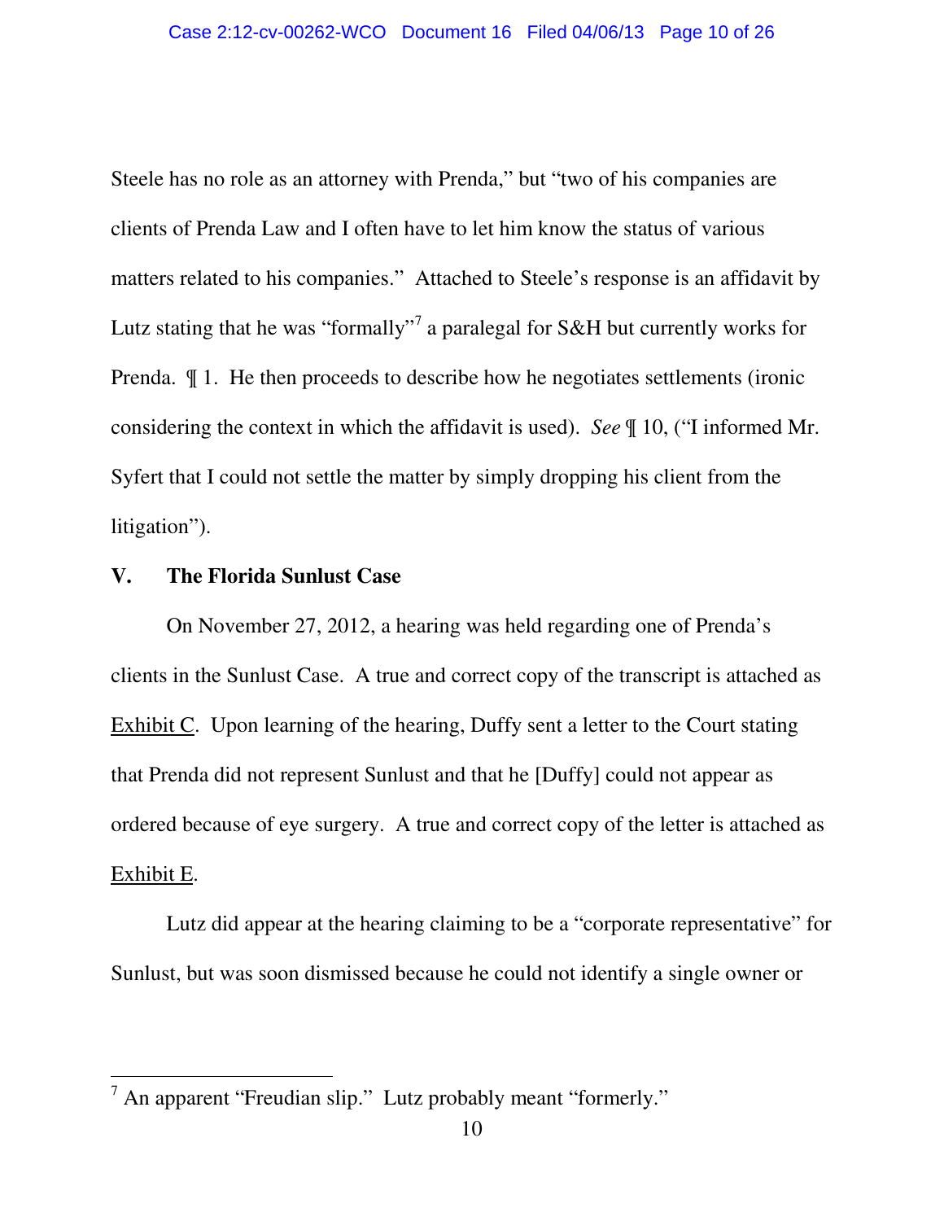Steele has no role as an attorney with Prenda," but "two of his companies are clients of Prenda Law and I often have to let him know the status of various matters related to his companies." Attached to Steele's response is an affidavit by Lutz stating that he was "formally"[7] a paralegal for S&H but currently works for Prenda. ¶ 1. He then proceeds to describe how he negotiates settlements (ironic considering the context in which the affidavit is used). *See* ¶ 10, ("I informed Mr. Syfert that I could not settle the matter by simply dropping his client from the litigation").

## V. The Florida Sunlust Case

On November 27, 2012, a hearing was held regarding one of Prenda's clients in the Sunlust Case. A true and correct copy of the transcript is attached as Exhibit C. Upon learning of the hearing, Duffy sent a letter to the Court stating that Prenda did not represent Sunlust and that he [Duffy] could not appear as ordered because of eye surgery. A true and correct copy of the letter is attached as Exhibit E.

Lutz did appear at the hearing claiming to be a "corporate representative" for Sunlust, but was soon dismissed because he could not identify a single owner or

---

[7] An apparent "Freudian slip." Lutz probably meant "formerly."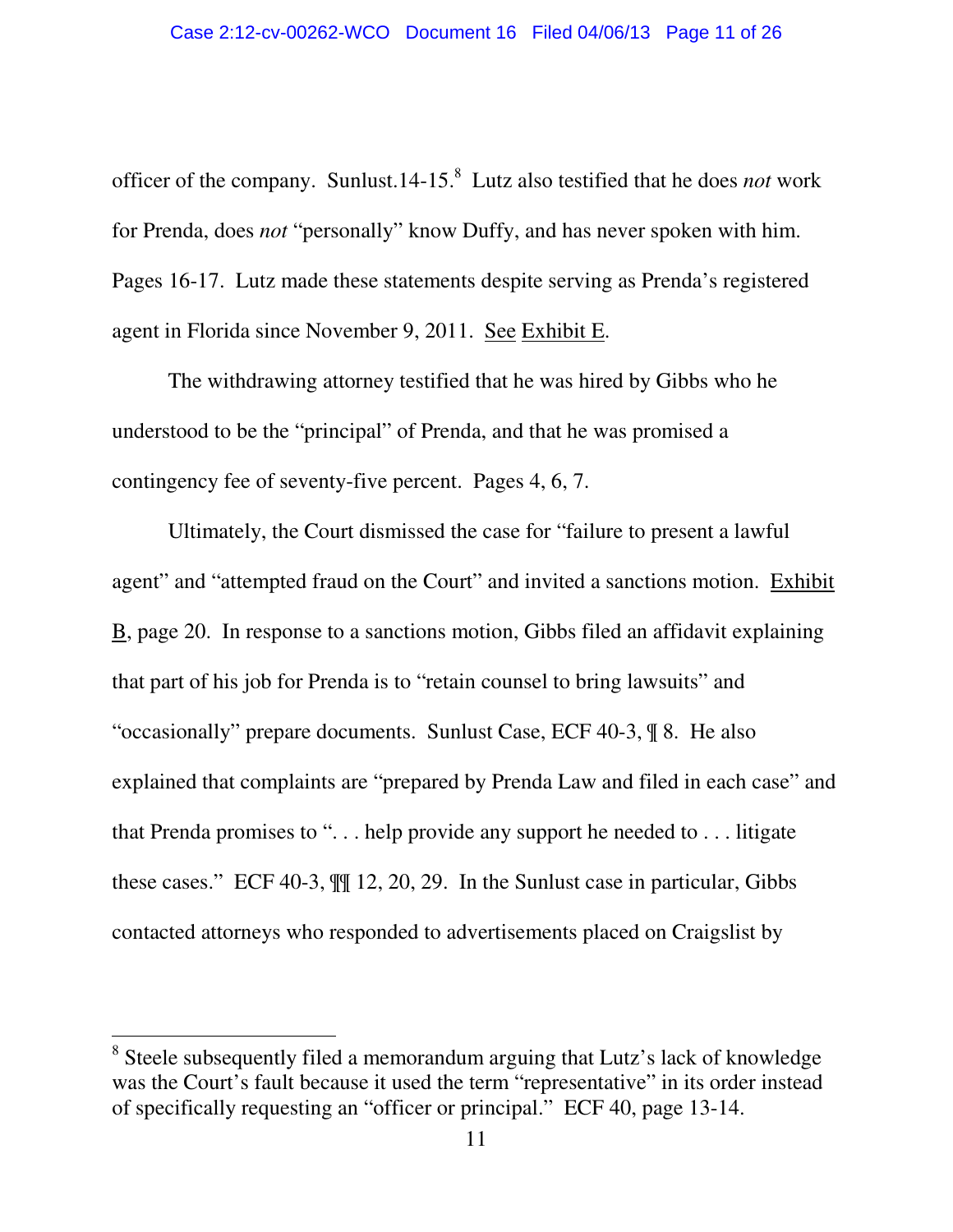officer of the company. Sunlust.14-15.[8] Lutz also testified that he does *not* work for Prenda, does *not* "personally" know Duffy, and has never spoken with him. Pages 16-17. Lutz made these statements despite serving as Prenda's registered agent in Florida since November 9, 2011. See Exhibit E.

The withdrawing attorney testified that he was hired by Gibbs who he understood to be the "principal" of Prenda, and that he was promised a contingency fee of seventy-five percent. Pages 4, 6, 7.

Ultimately, the Court dismissed the case for "failure to present a lawful agent" and "attempted fraud on the Court" and invited a sanctions motion. Exhibit B, page 20. In response to a sanctions motion, Gibbs filed an affidavit explaining that part of his job for Prenda is to "retain counsel to bring lawsuits" and "occasionally" prepare documents. Sunlust Case, ECF 40-3, ¶ 8. He also explained that complaints are "prepared by Prenda Law and filed in each case" and that Prenda promises to ". . . help provide any support he needed to . . . litigate these cases." ECF 40-3, ¶¶ 12, 20, 29. In the Sunlust case in particular, Gibbs contacted attorneys who responded to advertisements placed on Craigslist by

---

[8] Steele subsequently filed a memorandum arguing that Lutz's lack of knowledge was the Court's fault because it used the term "representative" in its order instead of specifically requesting an "officer or principal." ECF 40, page 13-14.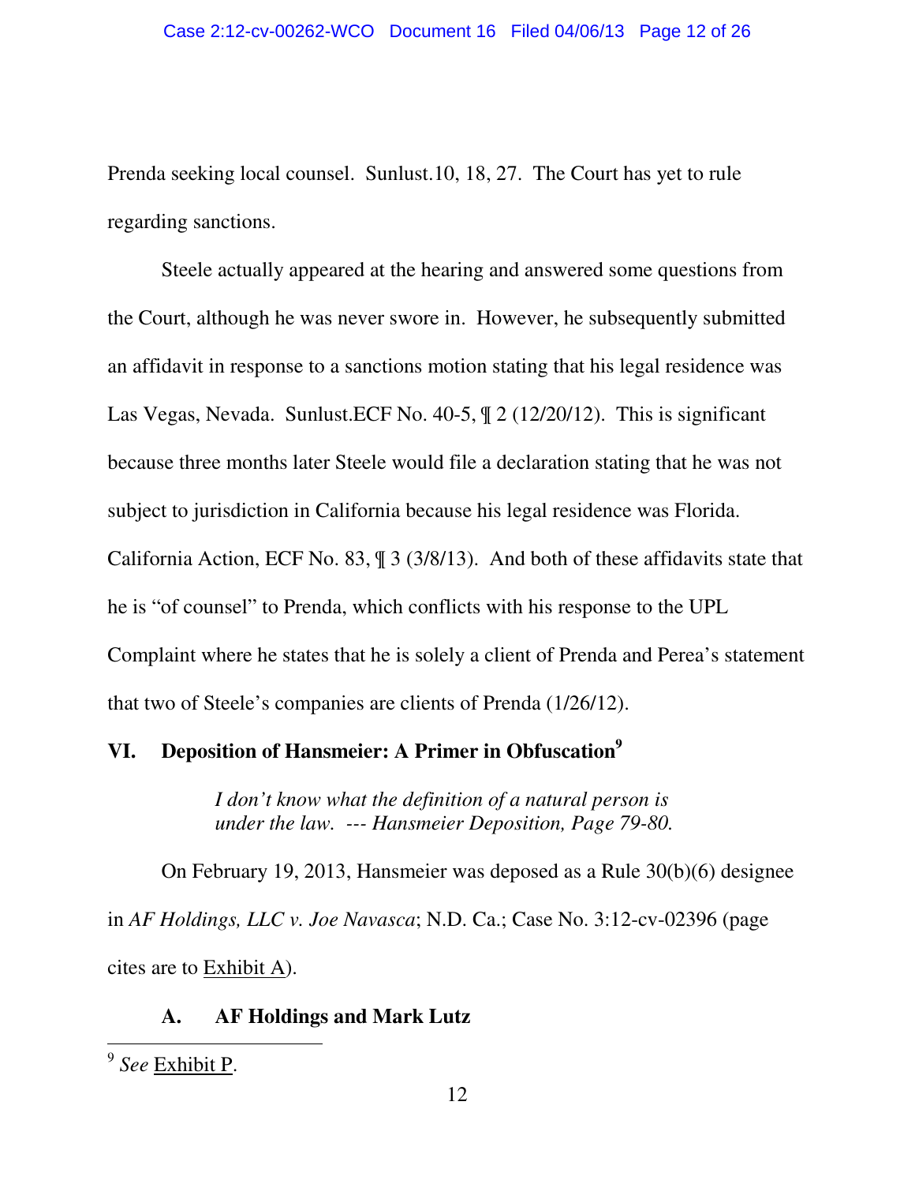Prenda seeking local counsel. Sunlust.10, 18, 27. The Court has yet to rule regarding sanctions.

Steele actually appeared at the hearing and answered some questions from the Court, although he was never swore in. However, he subsequently submitted an affidavit in response to a sanctions motion stating that his legal residence was Las Vegas, Nevada. Sunlust.ECF No. 40-5, ¶ 2 (12/20/12). This is significant because three months later Steele would file a declaration stating that he was not subject to jurisdiction in California because his legal residence was Florida. California Action, ECF No. 83, ¶ 3 (3/8/13). And both of these affidavits state that he is "of counsel" to Prenda, which conflicts with his response to the UPL Complaint where he states that he is solely a client of Prenda and Perea's statement that two of Steele's companies are clients of Prenda (1/26/12).

## VI. Deposition of Hansmeier: A Primer in Obfuscation[9]

> *I don't know what the definition of a natural person is under the law. --- Hansmeier Deposition, Page 79-80.*

On February 19, 2013, Hansmeier was deposed as a Rule 30(b)(6) designee in *AF Holdings, LLC v. Joe Navasca*; N.D. Ca.; Case No. 3:12-cv-02396 (page cites are to Exhibit A).

### A. AF Holdings and Mark Lutz

[9] *See* Exhibit P.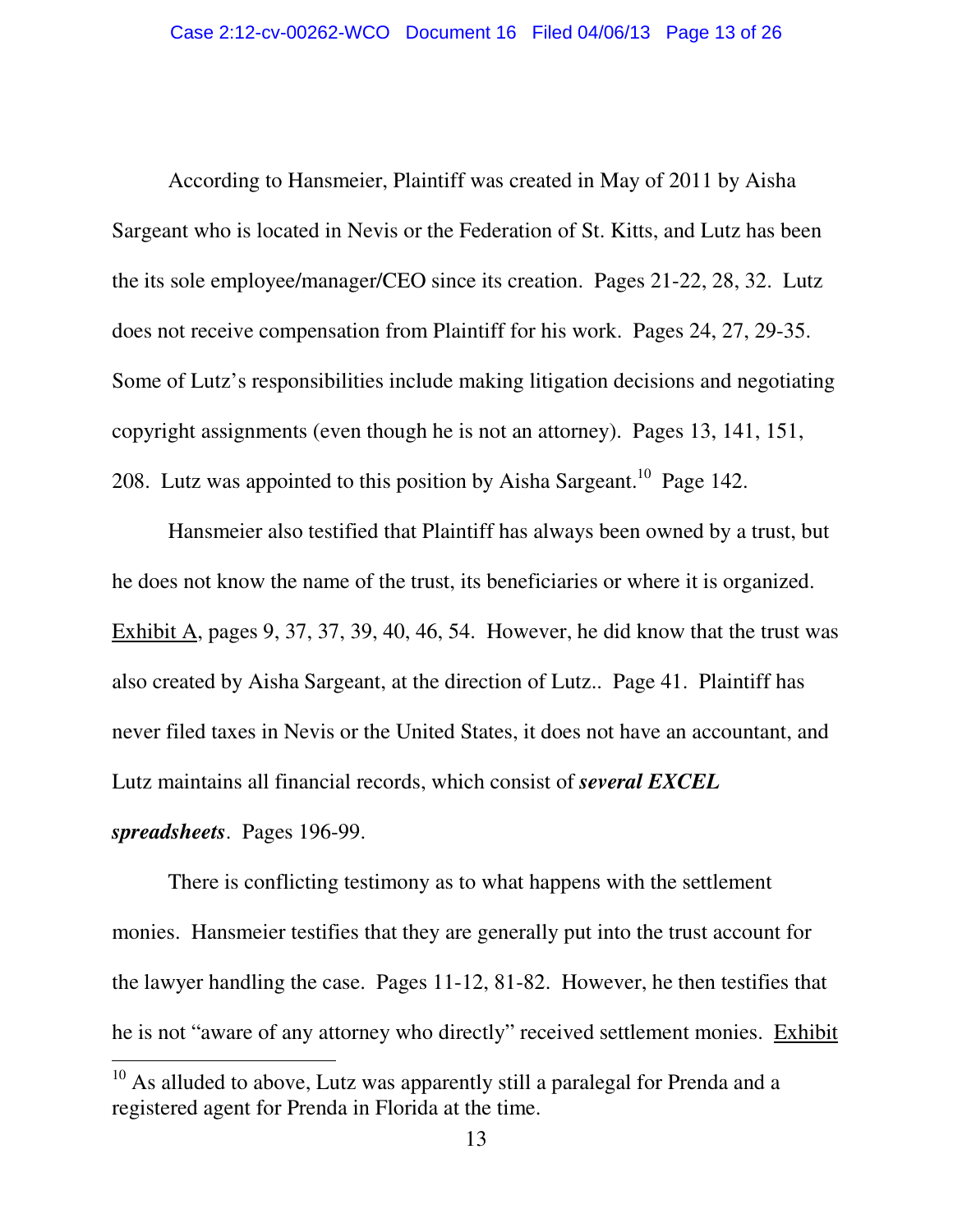According to Hansmeier, Plaintiff was created in May of 2011 by Aisha Sargeant who is located in Nevis or the Federation of St. Kitts, and Lutz has been the its sole employee/manager/CEO since its creation. Pages 21-22, 28, 32. Lutz does not receive compensation from Plaintiff for his work. Pages 24, 27, 29-35. Some of Lutz's responsibilities include making litigation decisions and negotiating copyright assignments (even though he is not an attorney). Pages 13, 141, 151, 208. Lutz was appointed to this position by Aisha Sargeant.[10] Page 142.

Hansmeier also testified that Plaintiff has always been owned by a trust, but he does not know the name of the trust, its beneficiaries or where it is organized. Exhibit A, pages 9, 37, 37, 39, 40, 46, 54. However, he did know that the trust was also created by Aisha Sargeant, at the direction of Lutz.. Page 41. Plaintiff has never filed taxes in Nevis or the United States, it does not have an accountant, and Lutz maintains all financial records, which consist of ***several EXCEL spreadsheets***. Pages 196-99.

There is conflicting testimony as to what happens with the settlement monies. Hansmeier testifies that they are generally put into the trust account for the lawyer handling the case. Pages 11-12, 81-82. However, he then testifies that he is not "aware of any attorney who directly" received settlement monies. Exhibit

---

[10] As alluded to above, Lutz was apparently still a paralegal for Prenda and a registered agent for Prenda in Florida at the time.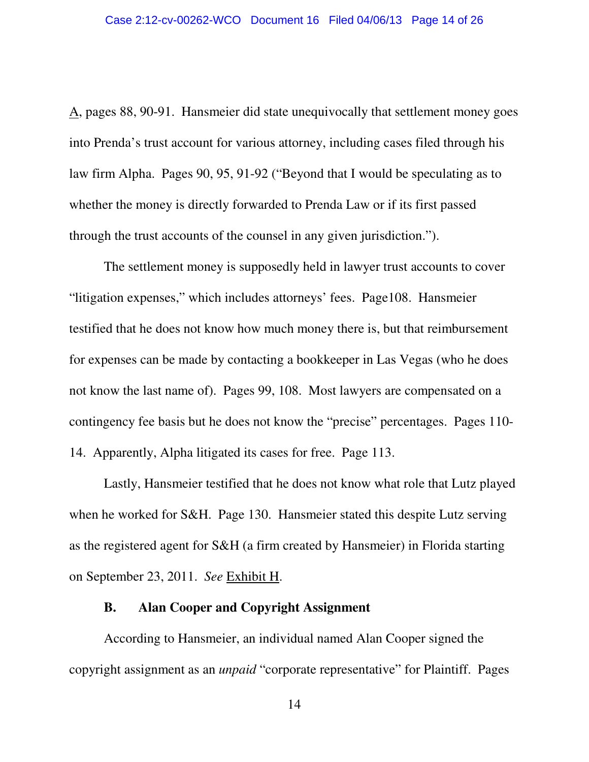A, pages 88, 90-91. Hansmeier did state unequivocally that settlement money goes into Prenda's trust account for various attorney, including cases filed through his law firm Alpha. Pages 90, 95, 91-92 ("Beyond that I would be speculating as to whether the money is directly forwarded to Prenda Law or if its first passed through the trust accounts of the counsel in any given jurisdiction.").

The settlement money is supposedly held in lawyer trust accounts to cover "litigation expenses," which includes attorneys' fees. Page108. Hansmeier testified that he does not know how much money there is, but that reimbursement for expenses can be made by contacting a bookkeeper in Las Vegas (who he does not know the last name of). Pages 99, 108. Most lawyers are compensated on a contingency fee basis but he does not know the "precise" percentages. Pages 110-14. Apparently, Alpha litigated its cases for free. Page 113.

Lastly, Hansmeier testified that he does not know what role that Lutz played when he worked for S&H. Page 130. Hansmeier stated this despite Lutz serving as the registered agent for S&H (a firm created by Hansmeier) in Florida starting on September 23, 2011. *See* Exhibit H.

### B. Alan Cooper and Copyright Assignment

According to Hansmeier, an individual named Alan Cooper signed the copyright assignment as an *unpaid* "corporate representative" for Plaintiff. Pages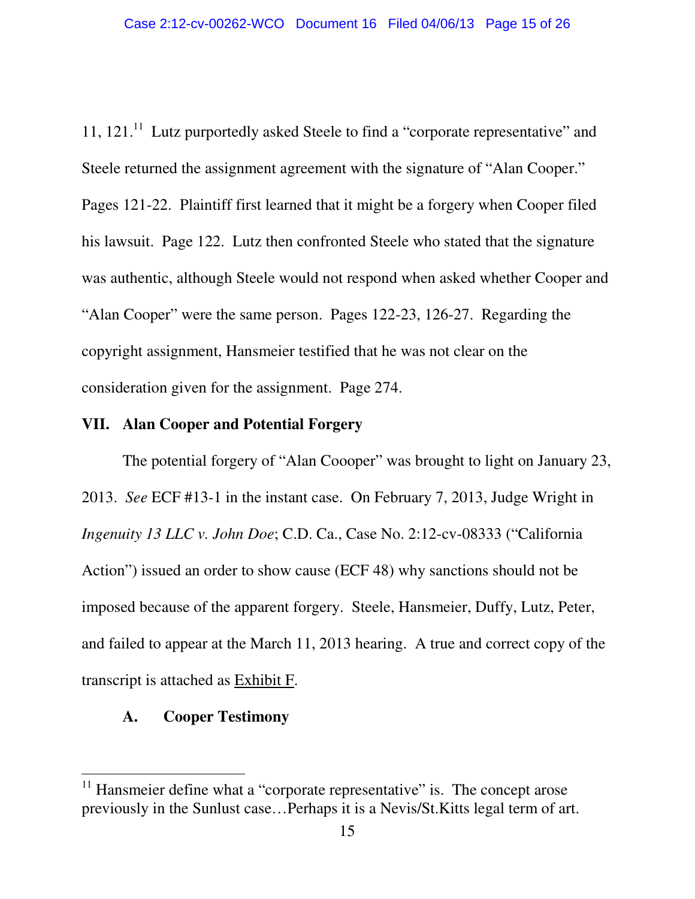11, 121.[11] Lutz purportedly asked Steele to find a "corporate representative" and Steele returned the assignment agreement with the signature of "Alan Cooper." Pages 121-22. Plaintiff first learned that it might be a forgery when Cooper filed his lawsuit. Page 122. Lutz then confronted Steele who stated that the signature was authentic, although Steele would not respond when asked whether Cooper and "Alan Cooper" were the same person. Pages 122-23, 126-27. Regarding the copyright assignment, Hansmeier testified that he was not clear on the consideration given for the assignment. Page 274.

## VII. Alan Cooper and Potential Forgery

The potential forgery of "Alan Coooper" was brought to light on January 23, 2013. *See* ECF #13-1 in the instant case. On February 7, 2013, Judge Wright in *Ingenuity 13 LLC v. John Doe*; C.D. Ca., Case No. 2:12-cv-08333 ("California Action") issued an order to show cause (ECF 48) why sanctions should not be imposed because of the apparent forgery. Steele, Hansmeier, Duffy, Lutz, Peter, and failed to appear at the March 11, 2013 hearing. A true and correct copy of the transcript is attached as Exhibit F.

### A. Cooper Testimony

[11] Hansmeier define what a "corporate representative" is. The concept arose previously in the Sunlust case…Perhaps it is a Nevis/St.Kitts legal term of art.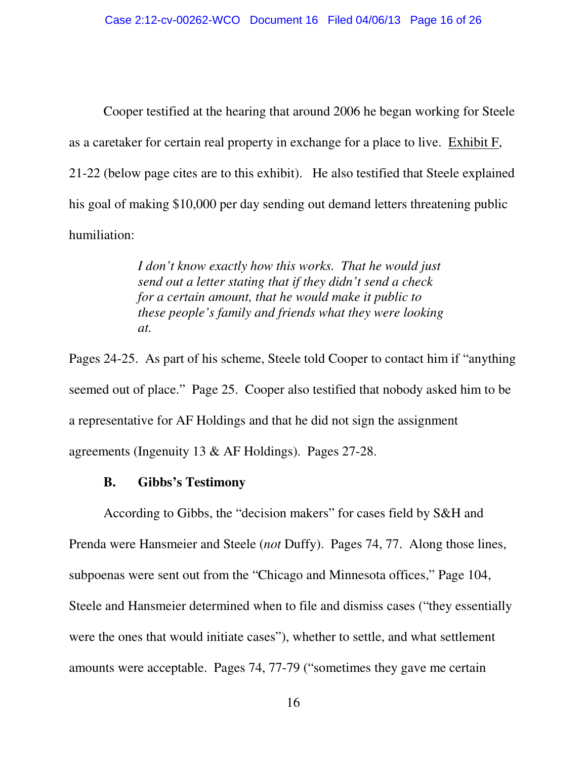Cooper testified at the hearing that around 2006 he began working for Steele as a caretaker for certain real property in exchange for a place to live. Exhibit F, 21-22 (below page cites are to this exhibit). He also testified that Steele explained his goal of making $10,000 per day sending out demand letters threatening public humiliation:

> *I don't know exactly how this works. That he would just send out a letter stating that if they didn't send a check for a certain amount, that he would make it public to these people's family and friends what they were looking at.*

Pages 24-25. As part of his scheme, Steele told Cooper to contact him if "anything seemed out of place." Page 25. Cooper also testified that nobody asked him to be a representative for AF Holdings and that he did not sign the assignment agreements (Ingenuity 13 & AF Holdings). Pages 27-28.

### B. Gibbs's Testimony

According to Gibbs, the "decision makers" for cases field by S&H and Prenda were Hansmeier and Steele (*not* Duffy). Pages 74, 77. Along those lines, subpoenas were sent out from the "Chicago and Minnesota offices," Page 104, Steele and Hansmeier determined when to file and dismiss cases ("they essentially were the ones that would initiate cases"), whether to settle, and what settlement amounts were acceptable. Pages 74, 77-79 ("sometimes they gave me certain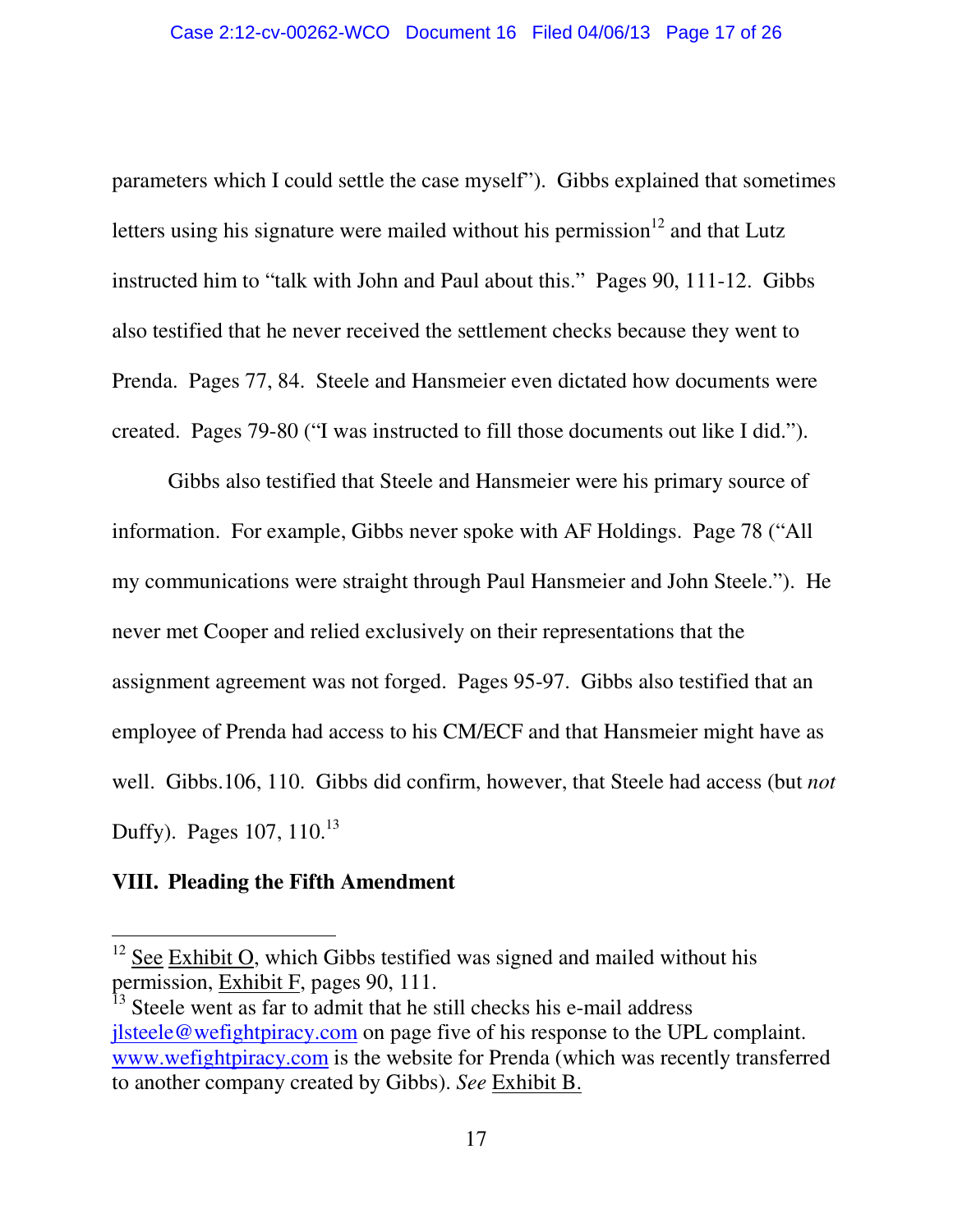parameters which I could settle the case myself"). Gibbs explained that sometimes letters using his signature were mailed without his permission[12] and that Lutz instructed him to "talk with John and Paul about this." Pages 90, 111-12. Gibbs also testified that he never received the settlement checks because they went to Prenda. Pages 77, 84. Steele and Hansmeier even dictated how documents were created. Pages 79-80 ("I was instructed to fill those documents out like I did.").

Gibbs also testified that Steele and Hansmeier were his primary source of information. For example, Gibbs never spoke with AF Holdings. Page 78 ("All my communications were straight through Paul Hansmeier and John Steele."). He never met Cooper and relied exclusively on their representations that the assignment agreement was not forged. Pages 95-97. Gibbs also testified that an employee of Prenda had access to his CM/ECF and that Hansmeier might have as well. Gibbs.106, 110. Gibbs did confirm, however, that Steele had access (but *not* Duffy). Pages 107, 110.[13]

**VIII. Pleading the Fifth Amendment**

---

[12] See Exhibit O, which Gibbs testified was signed and mailed without his permission, Exhibit F, pages 90, 111.

[13] Steele went as far to admit that he still checks his e-mail address jlsteele@wefightpiracy.com on page five of his response to the UPL complaint. www.wefightpiracy.com is the website for Prenda (which was recently transferred to another company created by Gibbs). *See* Exhibit B.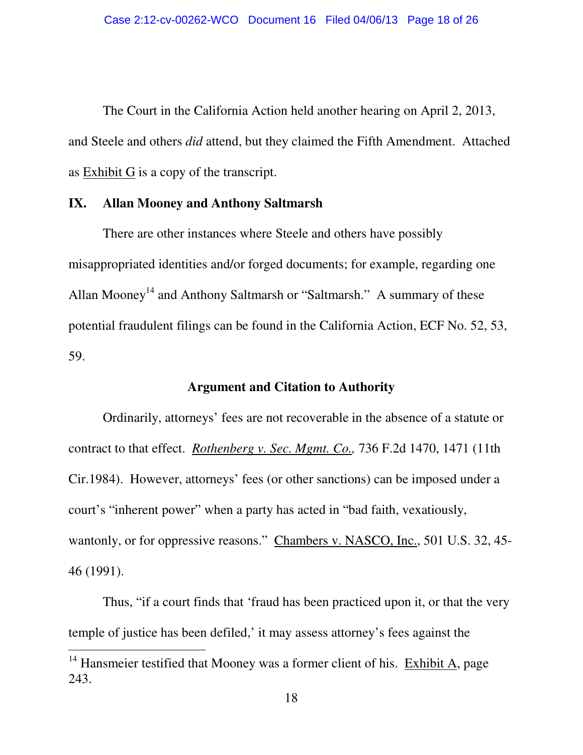The Court in the California Action held another hearing on April 2, 2013, and Steele and others *did* attend, but they claimed the Fifth Amendment. Attached as Exhibit G is a copy of the transcript.

## IX. Allan Mooney and Anthony Saltmarsh

There are other instances where Steele and others have possibly misappropriated identities and/or forged documents; for example, regarding one Allan Mooney[14] and Anthony Saltmarsh or "Saltmarsh." A summary of these potential fraudulent filings can be found in the California Action, ECF No. 52, 53, 59.

## Argument and Citation to Authority

Ordinarily, attorneys' fees are not recoverable in the absence of a statute or contract to that effect. *Rothenberg v. Sec. Mgmt. Co.,* 736 F.2d 1470, 1471 (11th Cir.1984). However, attorneys' fees (or other sanctions) can be imposed under a court's "inherent power" when a party has acted in "bad faith, vexatiously, wantonly, or for oppressive reasons." Chambers v. NASCO, Inc., 501 U.S. 32, 45-46 (1991).

Thus, "if a court finds that 'fraud has been practiced upon it, or that the very temple of justice has been defiled,' it may assess attorney's fees against the

[14] Hansmeier testified that Mooney was a former client of his. Exhibit A, page 243.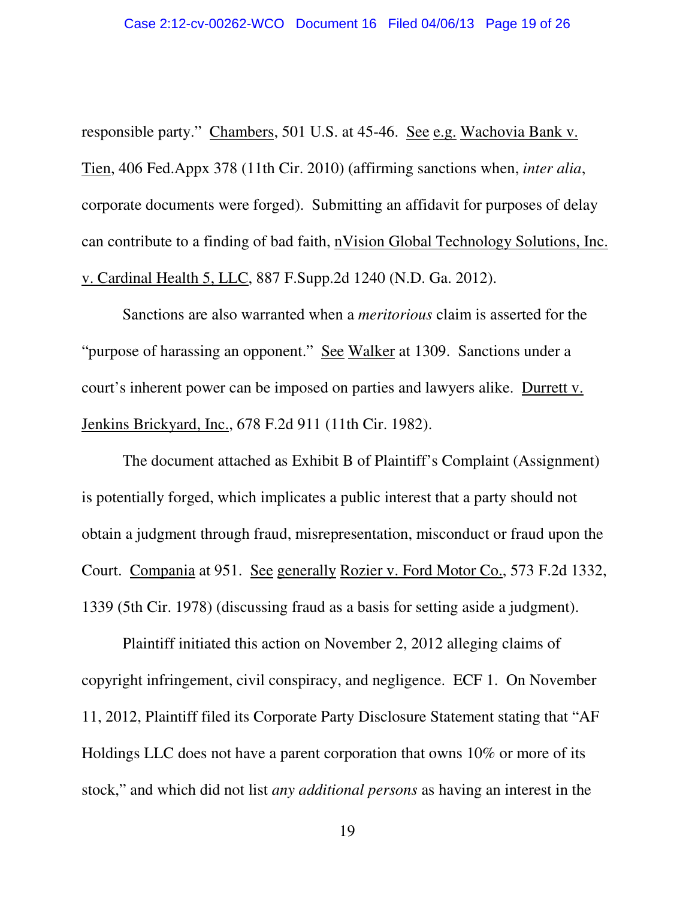responsible party." Chambers, 501 U.S. at 45-46. See e.g. Wachovia Bank v. Tien, 406 Fed.Appx 378 (11th Cir. 2010) (affirming sanctions when, *inter alia*, corporate documents were forged). Submitting an affidavit for purposes of delay can contribute to a finding of bad faith, nVision Global Technology Solutions, Inc. v. Cardinal Health 5, LLC, 887 F.Supp.2d 1240 (N.D. Ga. 2012).

Sanctions are also warranted when a *meritorious* claim is asserted for the "purpose of harassing an opponent." See Walker at 1309. Sanctions under a court's inherent power can be imposed on parties and lawyers alike. Durrett v. Jenkins Brickyard, Inc., 678 F.2d 911 (11th Cir. 1982).

The document attached as Exhibit B of Plaintiff's Complaint (Assignment) is potentially forged, which implicates a public interest that a party should not obtain a judgment through fraud, misrepresentation, misconduct or fraud upon the Court. Compania at 951. See generally Rozier v. Ford Motor Co., 573 F.2d 1332, 1339 (5th Cir. 1978) (discussing fraud as a basis for setting aside a judgment).

Plaintiff initiated this action on November 2, 2012 alleging claims of copyright infringement, civil conspiracy, and negligence. ECF 1. On November 11, 2012, Plaintiff filed its Corporate Party Disclosure Statement stating that "AF Holdings LLC does not have a parent corporation that owns 10% or more of its stock," and which did not list *any additional persons* as having an interest in the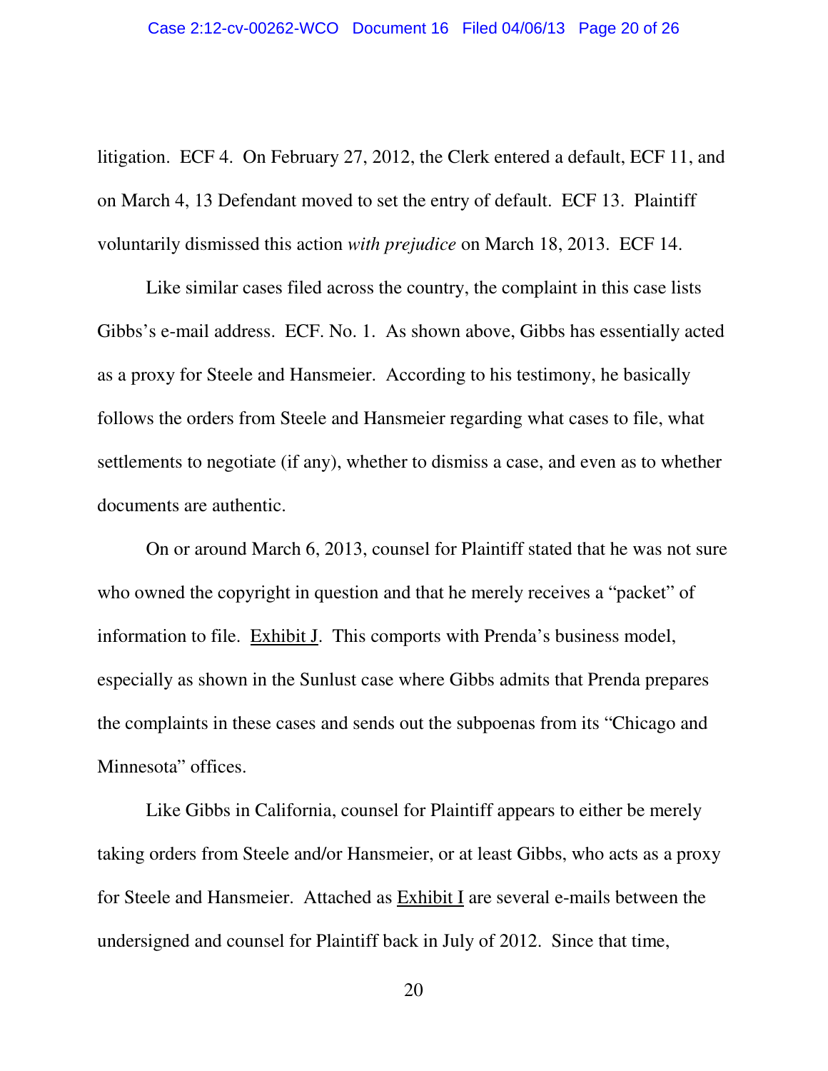litigation. ECF 4. On February 27, 2012, the Clerk entered a default, ECF 11, and on March 4, 13 Defendant moved to set the entry of default. ECF 13. Plaintiff voluntarily dismissed this action *with prejudice* on March 18, 2013. ECF 14.

Like similar cases filed across the country, the complaint in this case lists Gibbs's e-mail address. ECF. No. 1. As shown above, Gibbs has essentially acted as a proxy for Steele and Hansmeier. According to his testimony, he basically follows the orders from Steele and Hansmeier regarding what cases to file, what settlements to negotiate (if any), whether to dismiss a case, and even as to whether documents are authentic.

On or around March 6, 2013, counsel for Plaintiff stated that he was not sure who owned the copyright in question and that he merely receives a "packet" of information to file. Exhibit J. This comports with Prenda's business model, especially as shown in the Sunlust case where Gibbs admits that Prenda prepares the complaints in these cases and sends out the subpoenas from its "Chicago and Minnesota" offices.

Like Gibbs in California, counsel for Plaintiff appears to either be merely taking orders from Steele and/or Hansmeier, or at least Gibbs, who acts as a proxy for Steele and Hansmeier. Attached as Exhibit I are several e-mails between the undersigned and counsel for Plaintiff back in July of 2012. Since that time,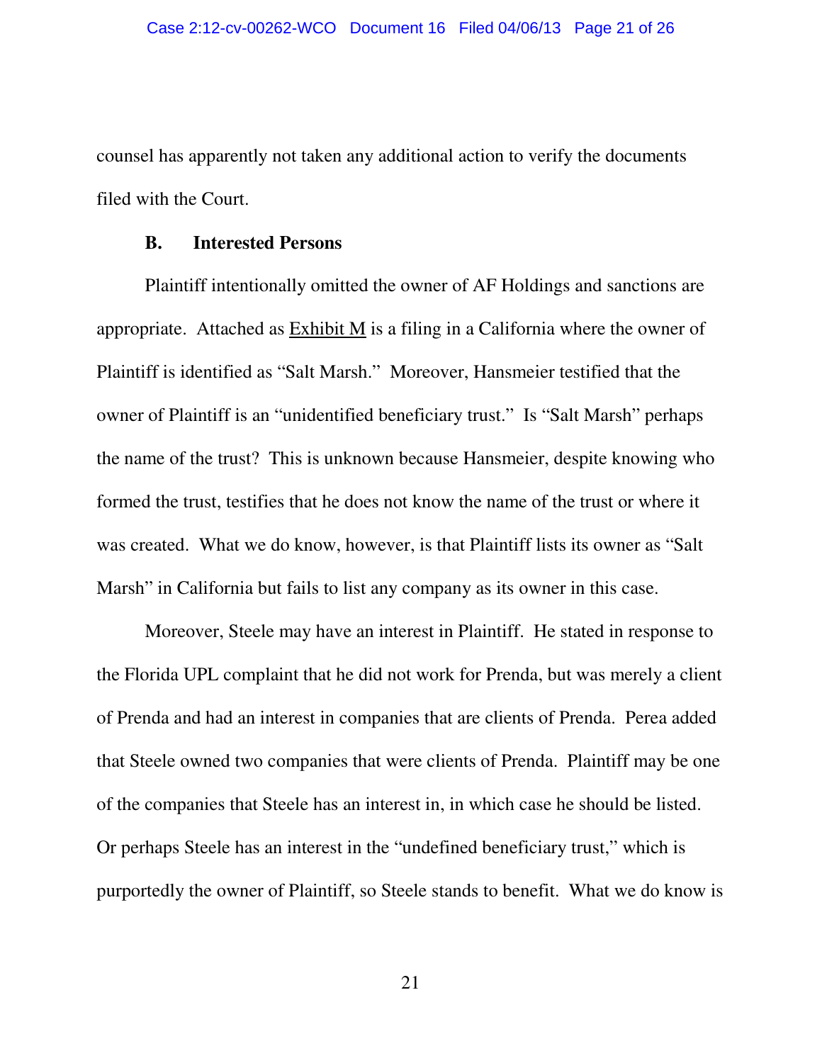counsel has apparently not taken any additional action to verify the documents filed with the Court.

### B. Interested Persons

Plaintiff intentionally omitted the owner of AF Holdings and sanctions are appropriate. Attached as Exhibit M is a filing in a California where the owner of Plaintiff is identified as "Salt Marsh." Moreover, Hansmeier testified that the owner of Plaintiff is an "unidentified beneficiary trust." Is "Salt Marsh" perhaps the name of the trust? This is unknown because Hansmeier, despite knowing who formed the trust, testifies that he does not know the name of the trust or where it was created. What we do know, however, is that Plaintiff lists its owner as "Salt Marsh" in California but fails to list any company as its owner in this case.

Moreover, Steele may have an interest in Plaintiff. He stated in response to the Florida UPL complaint that he did not work for Prenda, but was merely a client of Prenda and had an interest in companies that are clients of Prenda. Perea added that Steele owned two companies that were clients of Prenda. Plaintiff may be one of the companies that Steele has an interest in, in which case he should be listed. Or perhaps Steele has an interest in the "undefined beneficiary trust," which is purportedly the owner of Plaintiff, so Steele stands to benefit. What we do know is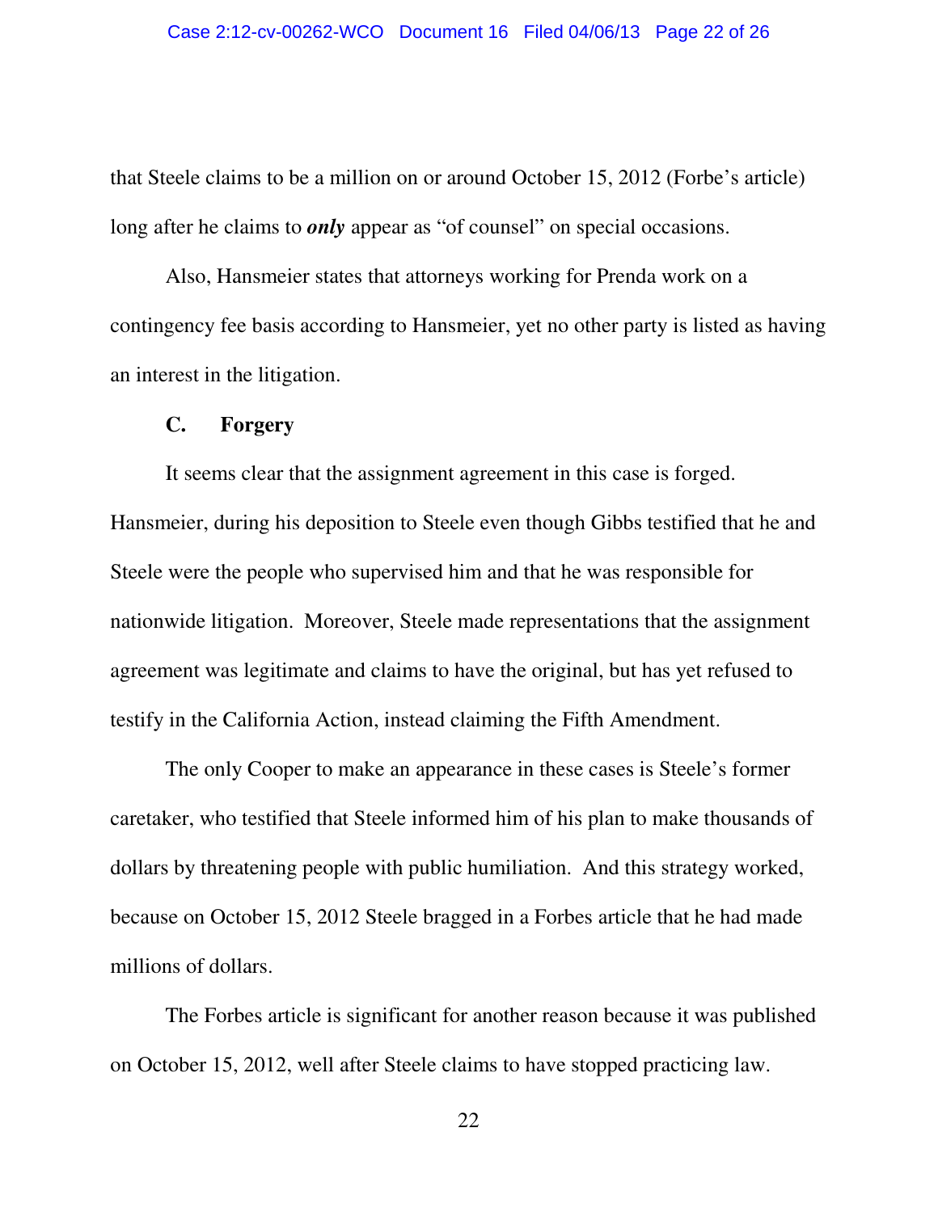that Steele claims to be a million on or around October 15, 2012 (Forbe's article) long after he claims to ***only*** appear as "of counsel" on special occasions.

Also, Hansmeier states that attorneys working for Prenda work on a contingency fee basis according to Hansmeier, yet no other party is listed as having an interest in the litigation.

### C. Forgery

It seems clear that the assignment agreement in this case is forged. Hansmeier, during his deposition to Steele even though Gibbs testified that he and Steele were the people who supervised him and that he was responsible for nationwide litigation. Moreover, Steele made representations that the assignment agreement was legitimate and claims to have the original, but has yet refused to testify in the California Action, instead claiming the Fifth Amendment.

The only Cooper to make an appearance in these cases is Steele's former caretaker, who testified that Steele informed him of his plan to make thousands of dollars by threatening people with public humiliation. And this strategy worked, because on October 15, 2012 Steele bragged in a Forbes article that he had made millions of dollars.

The Forbes article is significant for another reason because it was published on October 15, 2012, well after Steele claims to have stopped practicing law.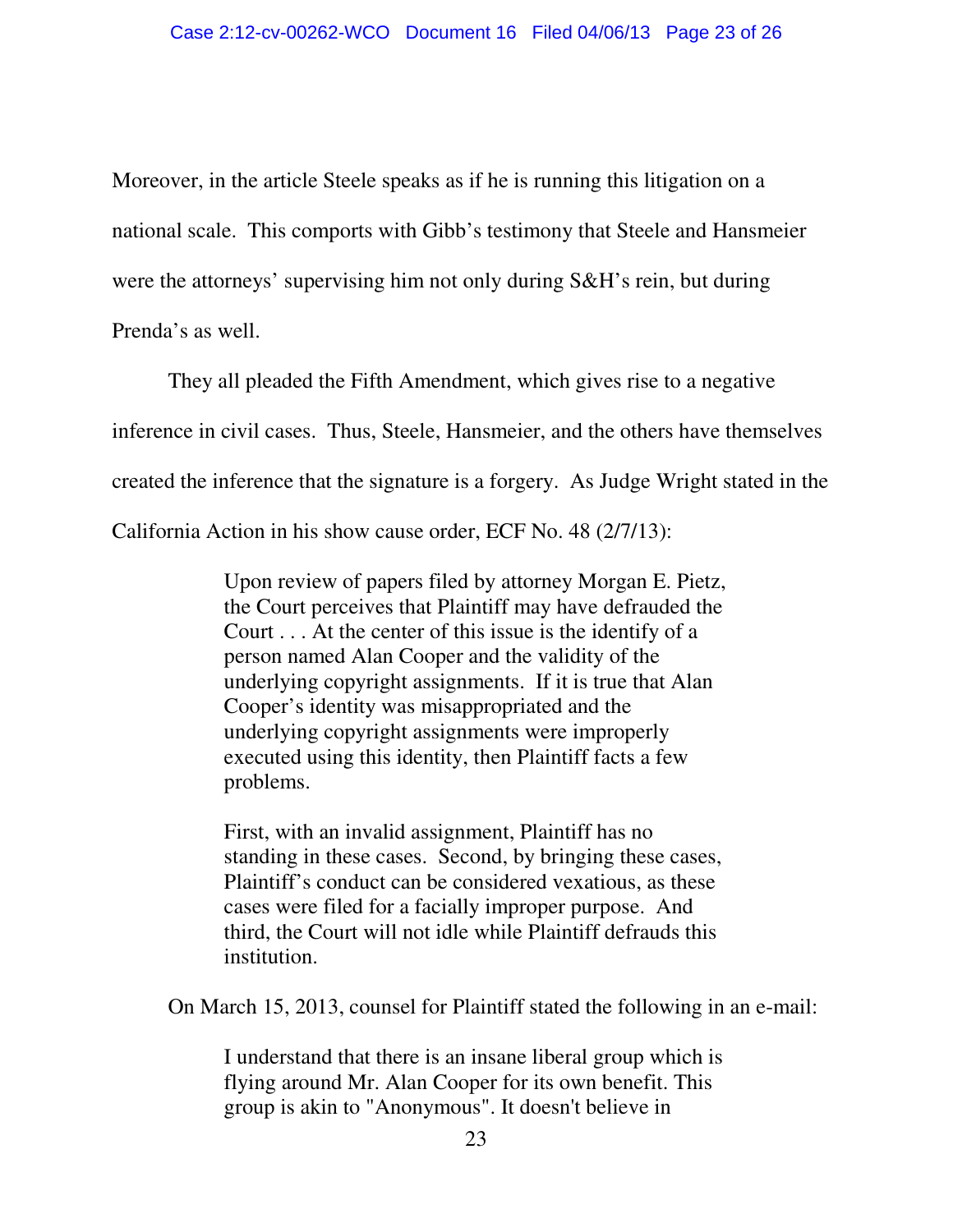Moreover, in the article Steele speaks as if he is running this litigation on a national scale. This comports with Gibb's testimony that Steele and Hansmeier were the attorneys' supervising him not only during S&H's rein, but during Prenda's as well.

They all pleaded the Fifth Amendment, which gives rise to a negative inference in civil cases. Thus, Steele, Hansmeier, and the others have themselves created the inference that the signature is a forgery. As Judge Wright stated in the California Action in his show cause order, ECF No. 48 (2/7/13):

> Upon review of papers filed by attorney Morgan E. Pietz, the Court perceives that Plaintiff may have defrauded the Court . . . At the center of this issue is the identify of a person named Alan Cooper and the validity of the underlying copyright assignments. If it is true that Alan Cooper's identity was misappropriated and the underlying copyright assignments were improperly executed using this identity, then Plaintiff facts a few problems.
>
> First, with an invalid assignment, Plaintiff has no standing in these cases. Second, by bringing these cases, Plaintiff's conduct can be considered vexatious, as these cases were filed for a facially improper purpose. And third, the Court will not idle while Plaintiff defrauds this institution.

On March 15, 2013, counsel for Plaintiff stated the following in an e-mail:

> I understand that there is an insane liberal group which is flying around Mr. Alan Cooper for its own benefit. This group is akin to "Anonymous". It doesn't believe in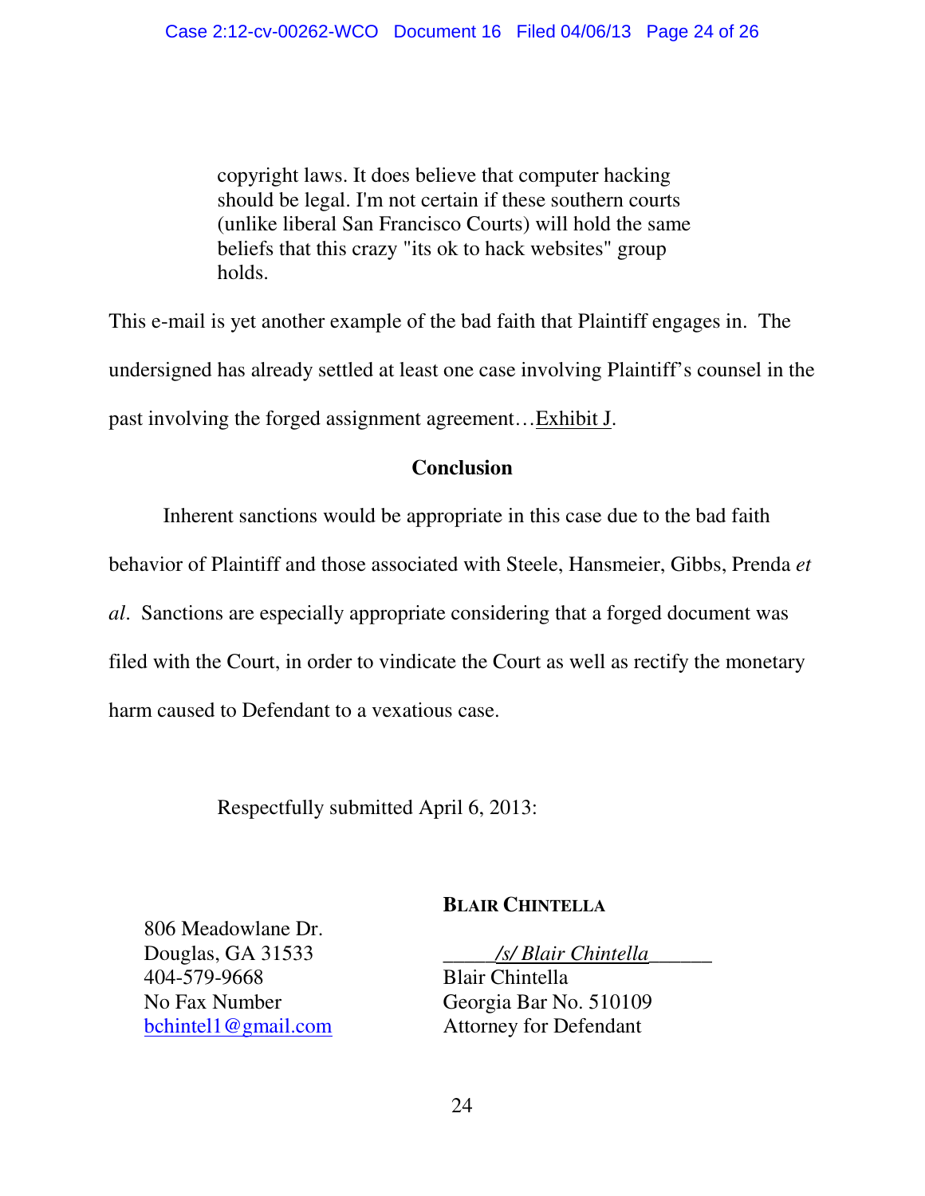> copyright laws. It does believe that computer hacking should be legal. I'm not certain if these southern courts (unlike liberal San Francisco Courts) will hold the same beliefs that this crazy "its ok to hack websites" group holds.

This e-mail is yet another example of the bad faith that Plaintiff engages in. The undersigned has already settled at least one case involving Plaintiff's counsel in the past involving the forged assignment agreement…Exhibit J.

## Conclusion

Inherent sanctions would be appropriate in this case due to the bad faith behavior of Plaintiff and those associated with Steele, Hansmeier, Gibbs, Prenda *et al*. Sanctions are especially appropriate considering that a forged document was filed with the Court, in order to vindicate the Court as well as rectify the monetary harm caused to Defendant to a vexatious case.

Respectfully submitted April 6, 2013:

**BLAIR CHINTELLA**

_____/s/ Blair Chintella______
Blair Chintella
Georgia Bar No. 510109
Attorney for Defendant

806 Meadowlane Dr.
Douglas, GA 31533
404-579-9668
No Fax Number
bchintel1@gmail.com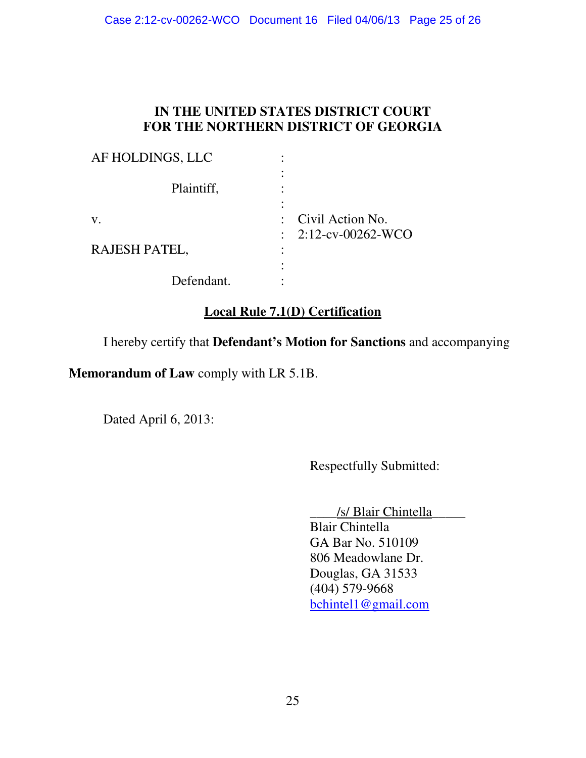**IN THE UNITED STATES DISTRICT COURT**
**FOR THE NORTHERN DISTRICT OF GEORGIA**

| | | |
|---|---|---|
| AF HOLDINGS, LLC | : | |
| | : | |
| Plaintiff, | : | |
| | : | |
| v. | : | Civil Action No. |
| | : | 2:12-cv-00262-WCO |
| RAJESH PATEL, | : | |
| | : | |
| Defendant. | : | |

**Local Rule 7.1(D) Certification**

I hereby certify that **Defendant's Motion for Sanctions** and accompanying **Memorandum of Law** comply with LR 5.1B.

Dated April 6, 2013:

Respectfully Submitted:

____/s/ Blair Chintella_____
Blair Chintella
GA Bar No. 510109
806 Meadowlane Dr.
Douglas, GA 31533
(404) 579-9668
bchintel1@gmail.com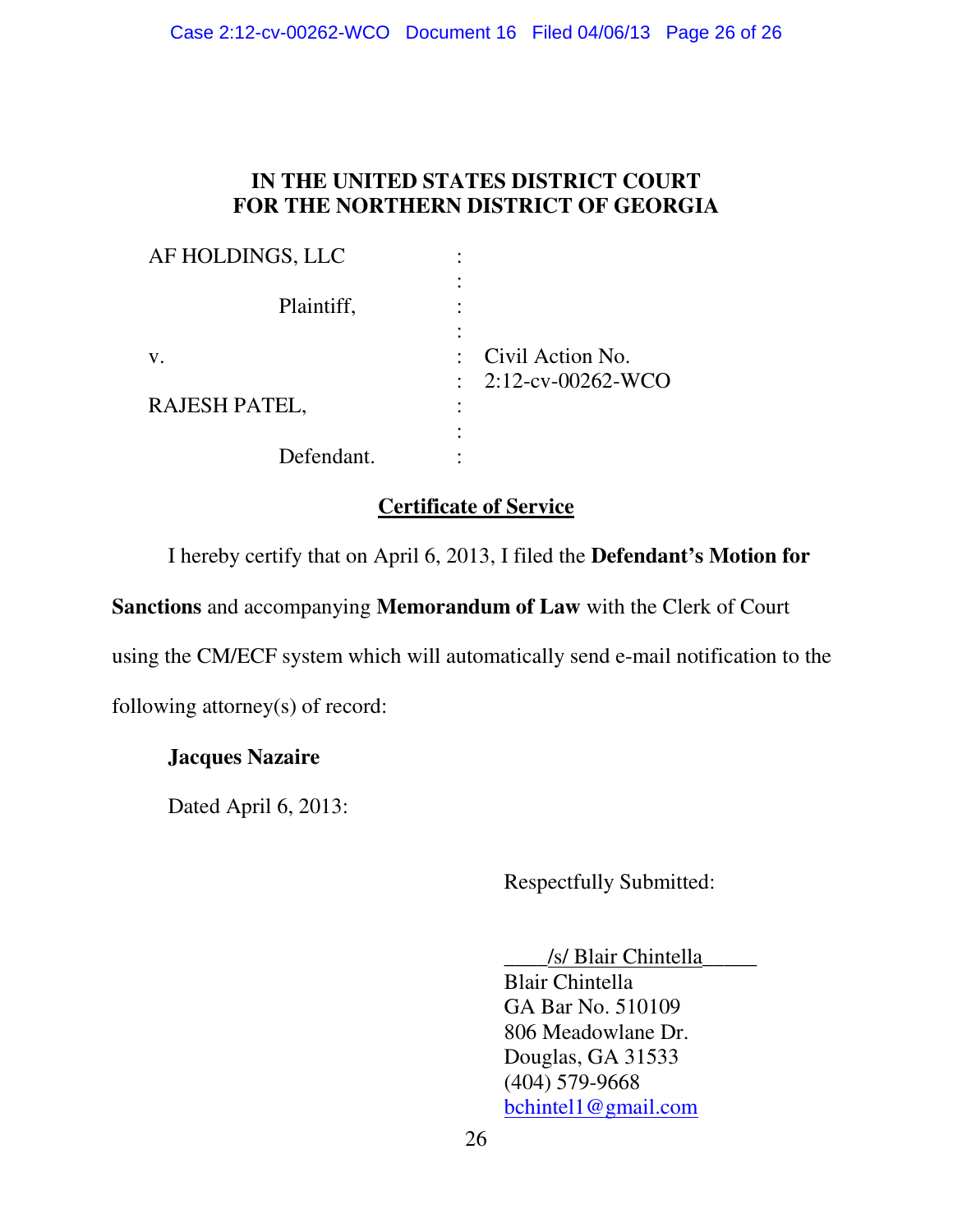**IN THE UNITED STATES DISTRICT COURT**
**FOR THE NORTHERN DISTRICT OF GEORGIA**

| | | |
|---|---|---|
| AF HOLDINGS, LLC | : | |
| | : | |
| Plaintiff, | : | |
| | : | |
| v. | : | Civil Action No. |
| | : | 2:12-cv-00262-WCO |
| RAJESH PATEL, | : | |
| | : | |
| Defendant. | : | |

**Certificate of Service**

I hereby certify that on April 6, 2013, I filed the **Defendant's Motion for Sanctions** and accompanying **Memorandum of Law** with the Clerk of Court using the CM/ECF system which will automatically send e-mail notification to the following attorney(s) of record:

**Jacques Nazaire**

Dated April 6, 2013:

Respectfully Submitted:

____/s/ Blair Chintella_____
Blair Chintella
GA Bar No. 510109
806 Meadowlane Dr.
Douglas, GA 31533
(404) 579-9668
bchintel1@gmail.com